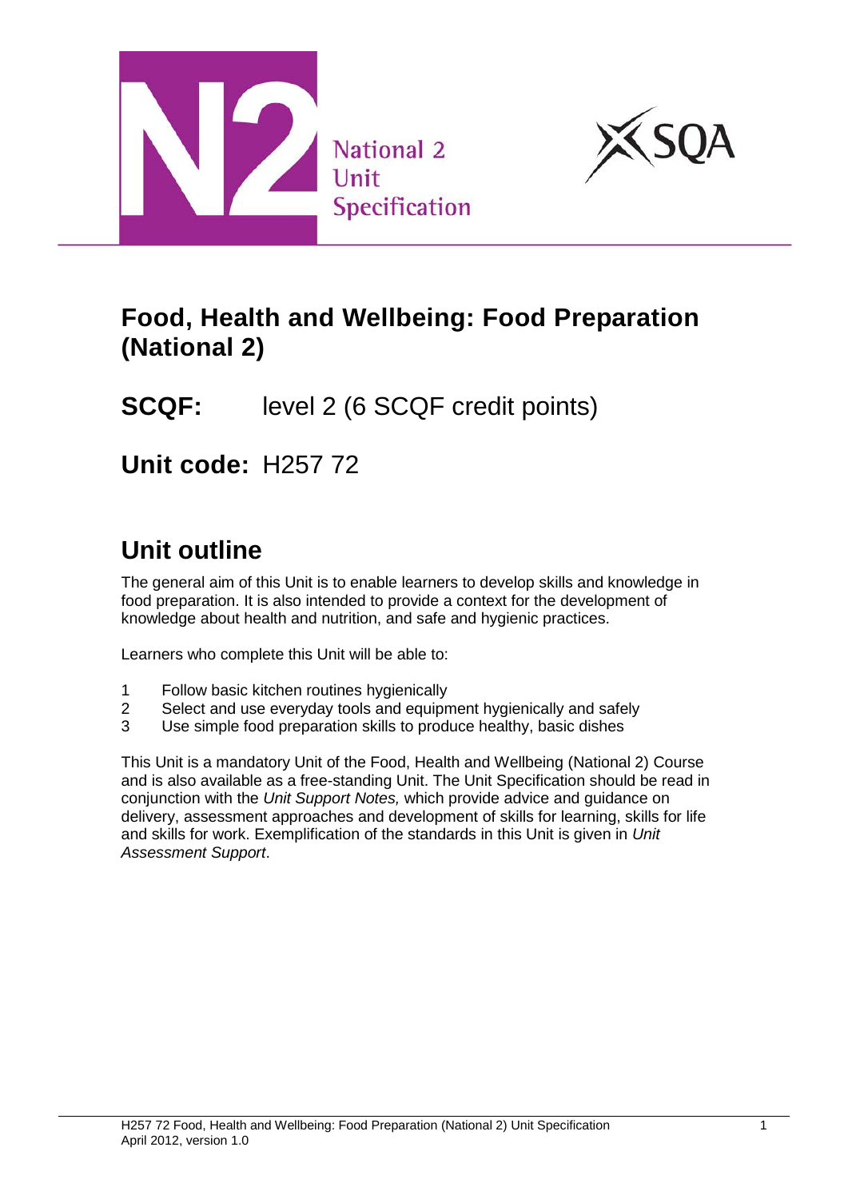National 2 Unit Specification

SQA

# Food, Health and Wellbeing: Food Preparation (National 2)

**SCQF:** level 2 (6 SCQF credit points)

**Unit code:** H257 72

## Unit outline

The general aim of this Unit is to enable learners to develop skills and knowledge in food preparation. It is also intended to provide a context for the development of knowledge about health and nutrition, and safe and hygienic practices.

Learners who complete this Unit will be able to:

1. Follow basic kitchen routines hygienically
2. Select and use everyday tools and equipment hygienically and safely
3. Use simple food preparation skills to produce healthy, basic dishes

This Unit is a mandatory Unit of the Food, Health and Wellbeing (National 2) Course and is also available as a free-standing Unit. The Unit Specification should be read in conjunction with the *Unit Support Notes,* which provide advice and guidance on delivery, assessment approaches and development of skills for learning, skills for life and skills for work. Exemplification of the standards in this Unit is given in *Unit Assessment Support*.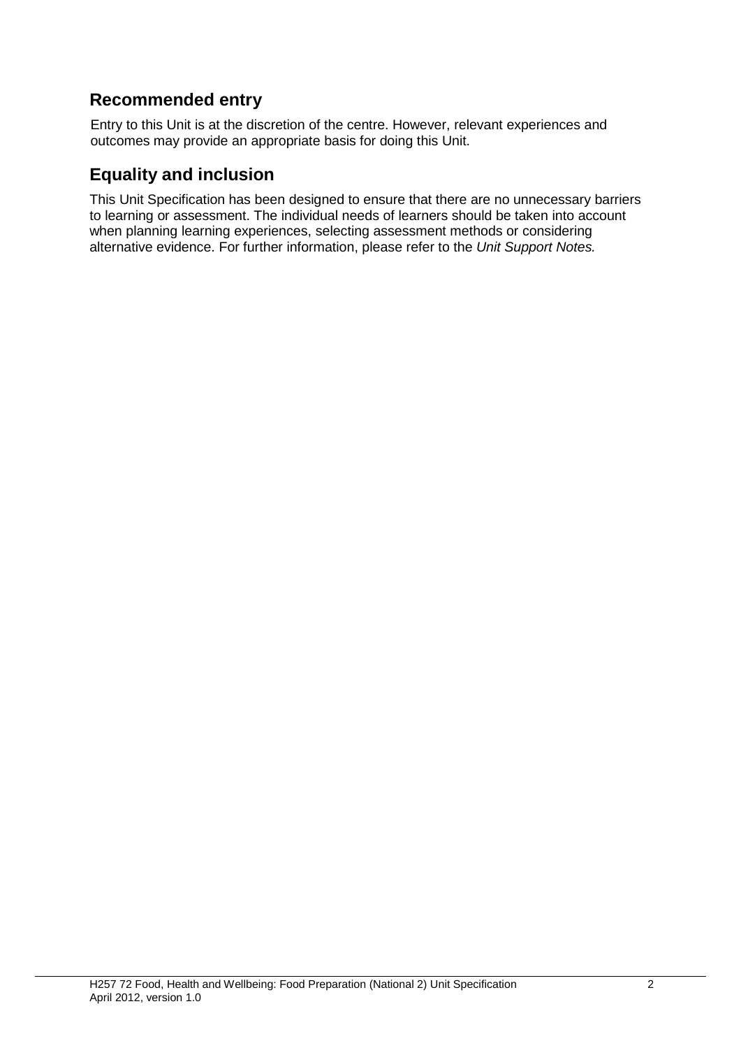## Recommended entry

Entry to this Unit is at the discretion of the centre. However, relevant experiences and outcomes may provide an appropriate basis for doing this Unit.

## Equality and inclusion

This Unit Specification has been designed to ensure that there are no unnecessary barriers to learning or assessment. The individual needs of learners should be taken into account when planning learning experiences, selecting assessment methods or considering alternative evidence. For further information, please refer to the *Unit Support Notes.*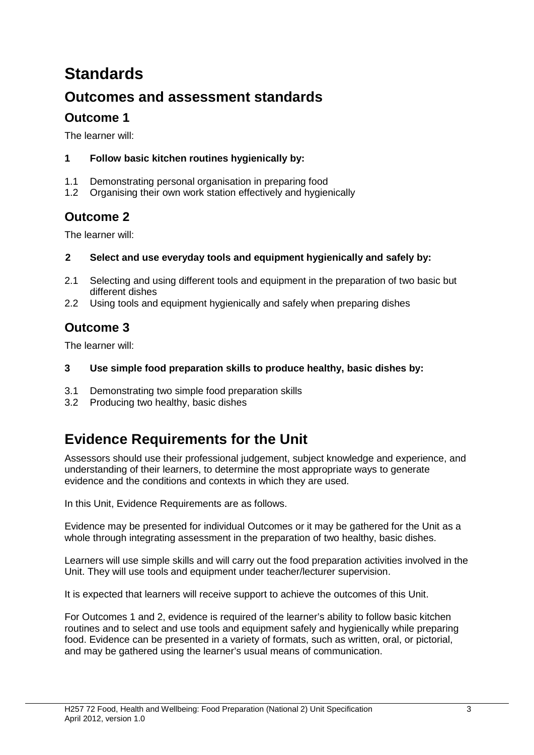# Standards

## Outcomes and assessment standards

### Outcome 1

The learner will:

**1 Follow basic kitchen routines hygienically by:**

1.1 Demonstrating personal organisation in preparing food
1.2 Organising their own work station effectively and hygienically

### Outcome 2

The learner will:

**2 Select and use everyday tools and equipment hygienically and safely by:**

2.1 Selecting and using different tools and equipment in the preparation of two basic but different dishes
2.2 Using tools and equipment hygienically and safely when preparing dishes

### Outcome 3

The learner will:

**3 Use simple food preparation skills to produce healthy, basic dishes by:**

3.1 Demonstrating two simple food preparation skills
3.2 Producing two healthy, basic dishes

## Evidence Requirements for the Unit

Assessors should use their professional judgement, subject knowledge and experience, and understanding of their learners, to determine the most appropriate ways to generate evidence and the conditions and contexts in which they are used.

In this Unit, Evidence Requirements are as follows.

Evidence may be presented for individual Outcomes or it may be gathered for the Unit as a whole through integrating assessment in the preparation of two healthy, basic dishes.

Learners will use simple skills and will carry out the food preparation activities involved in the Unit. They will use tools and equipment under teacher/lecturer supervision.

It is expected that learners will receive support to achieve the outcomes of this Unit.

For Outcomes 1 and 2, evidence is required of the learner's ability to follow basic kitchen routines and to select and use tools and equipment safely and hygienically while preparing food. Evidence can be presented in a variety of formats, such as written, oral, or pictorial, and may be gathered using the learner's usual means of communication.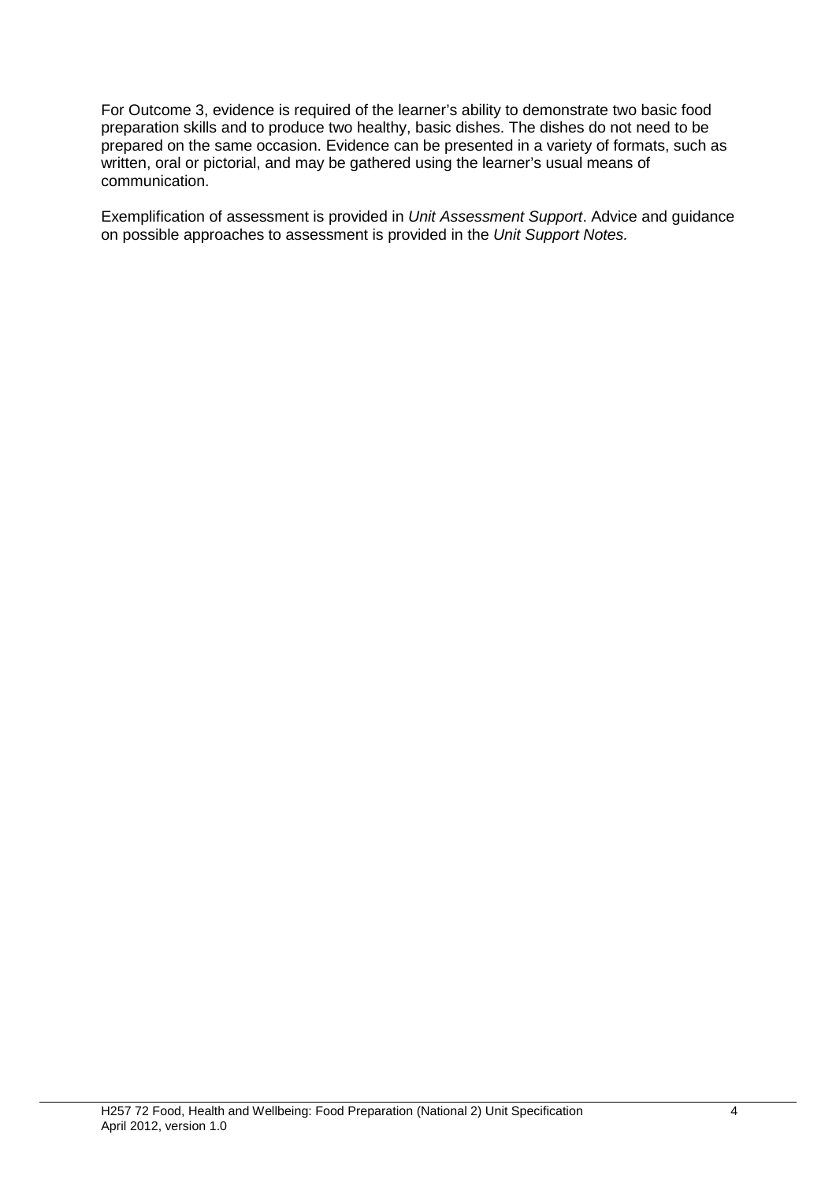For Outcome 3, evidence is required of the learner's ability to demonstrate two basic food preparation skills and to produce two healthy, basic dishes. The dishes do not need to be prepared on the same occasion. Evidence can be presented in a variety of formats, such as written, oral or pictorial, and may be gathered using the learner's usual means of communication.

Exemplification of assessment is provided in *Unit Assessment Support*. Advice and guidance on possible approaches to assessment is provided in the *Unit Support Notes.*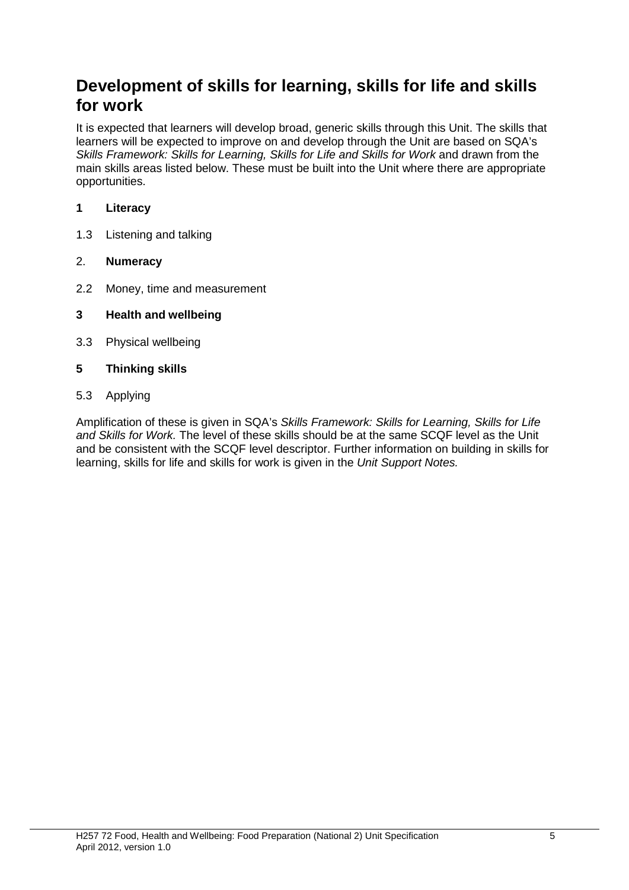## Development of skills for learning, skills for life and skills for work

It is expected that learners will develop broad, generic skills through this Unit. The skills that learners will be expected to improve on and develop through the Unit are based on SQA's *Skills Framework: Skills for Learning, Skills for Life and Skills for Work* and drawn from the main skills areas listed below. These must be built into the Unit where there are appropriate opportunities.

**1 Literacy**

1.3 Listening and talking

2. **Numeracy**

2.2 Money, time and measurement

**3 Health and wellbeing**

3.3 Physical wellbeing

**5 Thinking skills**

5.3 Applying

Amplification of these is given in SQA's *Skills Framework: Skills for Learning, Skills for Life and Skills for Work.* The level of these skills should be at the same SCQF level as the Unit and be consistent with the SCQF level descriptor. Further information on building in skills for learning, skills for life and skills for work is given in the *Unit Support Notes.*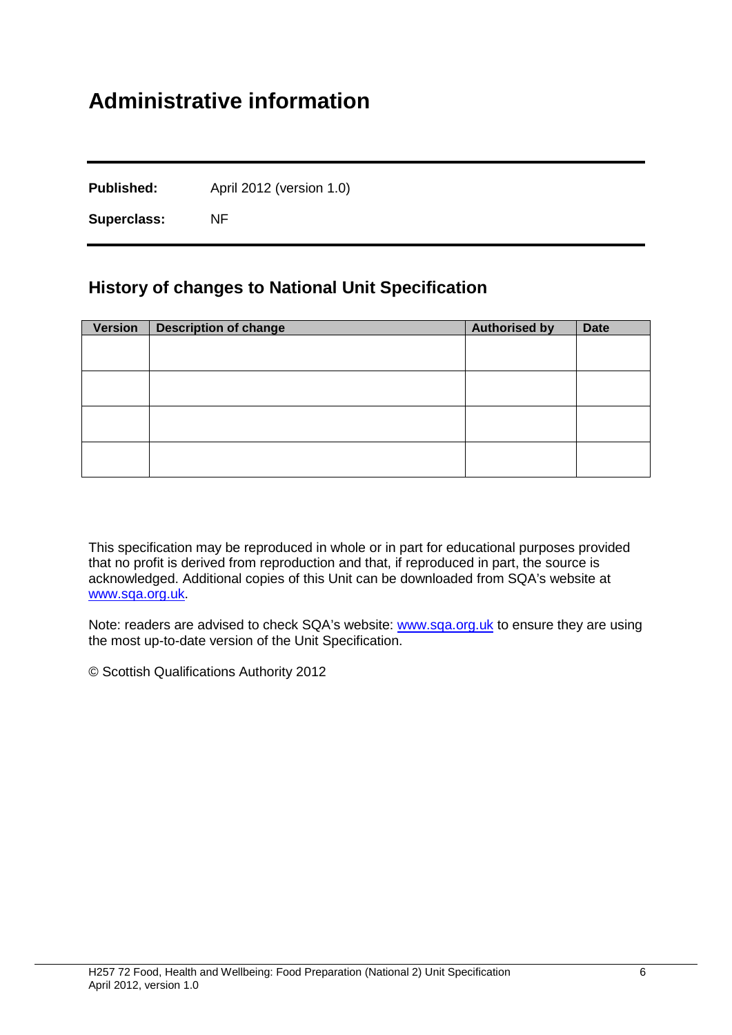# Administrative information

**Published:** April 2012 (version 1.0)

**Superclass:** NF

## History of changes to National Unit Specification

| Version | Description of change | Authorised by | Date |
|---|---|---|---|
| | | | |
| | | | |
| | | | |
| | | | |

This specification may be reproduced in whole or in part for educational purposes provided that no profit is derived from reproduction and that, if reproduced in part, the source is acknowledged. Additional copies of this Unit can be downloaded from SQA's website at www.sqa.org.uk.

Note: readers are advised to check SQA's website: www.sqa.org.uk to ensure they are using the most up-to-date version of the Unit Specification.

© Scottish Qualifications Authority 2012